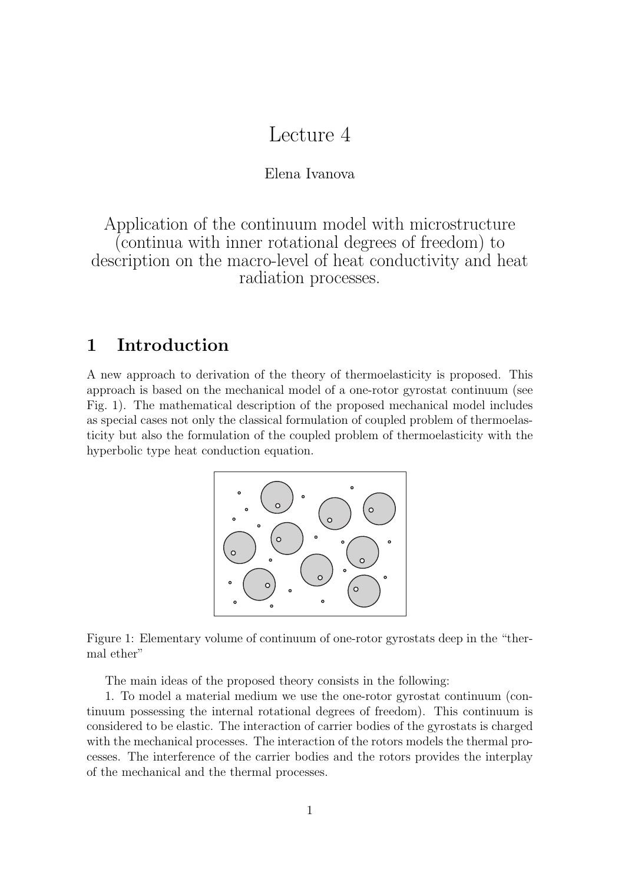# Lecture 4

Elena Ivanova

Application of the continuum model with microstructure (continua with inner rotational degrees of freedom) to description on the macro-level of heat conductivity and heat radiation processes.

## 1 Introduction

A new approach to derivation of the theory of thermoelasticity is proposed. This approach is based on the mechanical model of a one-rotor gyrostat continuum (see Fig. 1). The mathematical description of the proposed mechanical model includes as special cases not only the classical formulation of coupled problem of thermoelasticity but also the formulation of the coupled problem of thermoelasticity with the hyperbolic type heat conduction equation.

Figure 1: Elementary volume of continuum of one-rotor gyrostats deep in the "thermal ether"

The main ideas of the proposed theory consists in the following:

1. To model a material medium we use the one-rotor gyrostat continuum (continuum possessing the internal rotational degrees of freedom). This continuum is considered to be elastic. The interaction of carrier bodies of the gyrostats is charged with the mechanical processes. The interaction of the rotors models the thermal processes. The interference of the carrier bodies and the rotors provides the interplay of the mechanical and the thermal processes.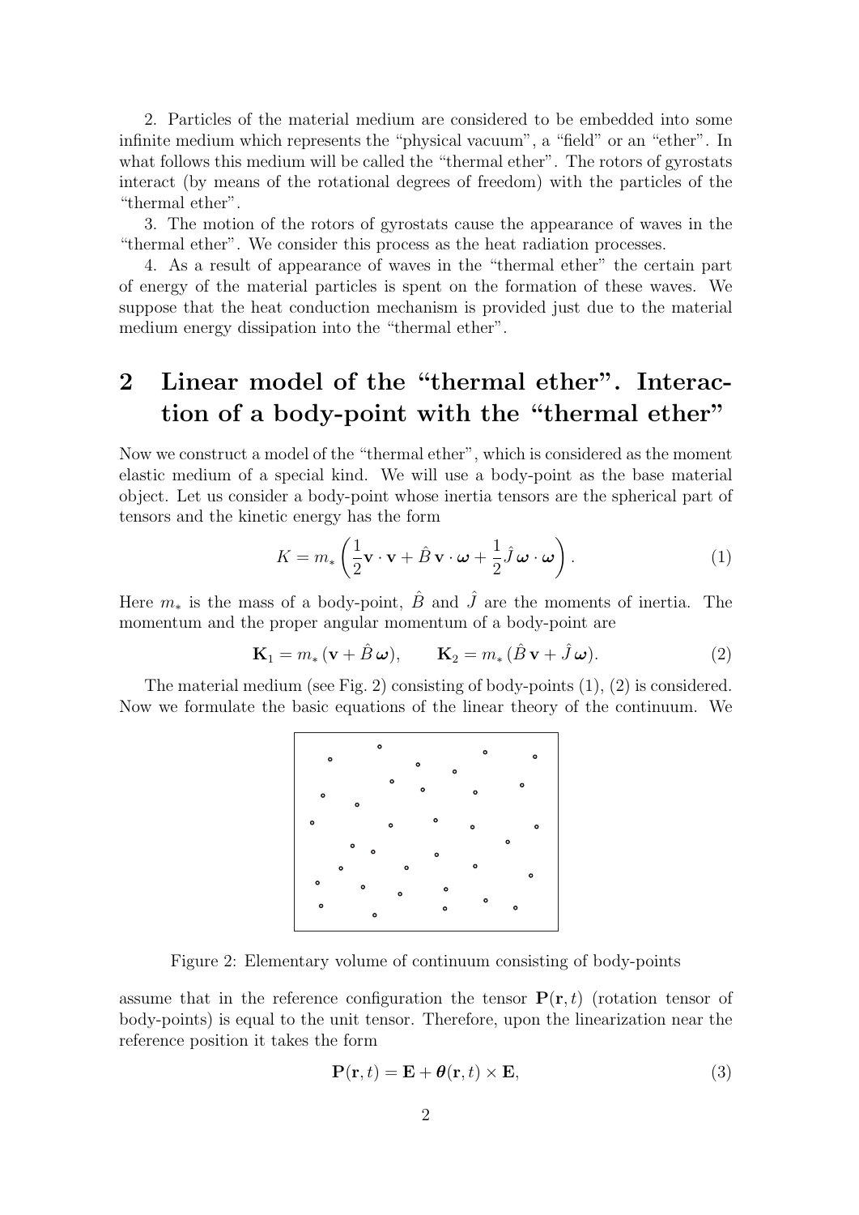2. Particles of the material medium are considered to be embedded into some infinite medium which represents the "physical vacuum", a "field" or an "ether". In what follows this medium will be called the "thermal ether". The rotors of gyrostats interact (by means of the rotational degrees of freedom) with the particles of the "thermal ether".

3. The motion of the rotors of gyrostats cause the appearance of waves in the "thermal ether". We consider this process as the heat radiation processes.

4. As a result of appearance of waves in the "thermal ether" the certain part of energy of the material particles is spent on the formation of these waves. We suppose that the heat conduction mechanism is provided just due to the material medium energy dissipation into the "thermal ether".

## 2 Linear model of the "thermal ether". Interaction of a body-point with the "thermal ether"

Now we construct a model of the "thermal ether", which is considered as the moment elastic medium of a special kind. We will use a body-point as the base material object. Let us consider a body-point whose inertia tensors are the spherical part of tensors and the kinetic energy has the form

$$K = m_* \left( \frac{1}{2} \mathbf{v} \cdot \mathbf{v} + \hat{B}\, \mathbf{v} \cdot \boldsymbol{\omega} + \frac{1}{2} \hat{J}\, \boldsymbol{\omega} \cdot \boldsymbol{\omega} \right). \tag{1}$$

Here $m_*$ is the mass of a body-point, $\hat{B}$ and $\hat{J}$ are the moments of inertia. The momentum and the proper angular momentum of a body-point are

$$\mathbf{K}_1 = m_* (\mathbf{v} + \hat{B}\, \boldsymbol{\omega}), \qquad \mathbf{K}_2 = m_* (\hat{B}\, \mathbf{v} + \hat{J}\, \boldsymbol{\omega}). \tag{2}$$

The material medium (see Fig. 2) consisting of body-points (1), (2) is considered. Now we formulate the basic equations of the linear theory of the continuum. We

Figure 2: Elementary volume of continuum consisting of body-points

assume that in the reference configuration the tensor $\mathbf{P}(\mathbf{r}, t)$ (rotation tensor of body-points) is equal to the unit tensor. Therefore, upon the linearization near the reference position it takes the form

$$\mathbf{P}(\mathbf{r}, t) = \mathbf{E} + \boldsymbol{\theta}(\mathbf{r}, t) \times \mathbf{E}, \tag{3}$$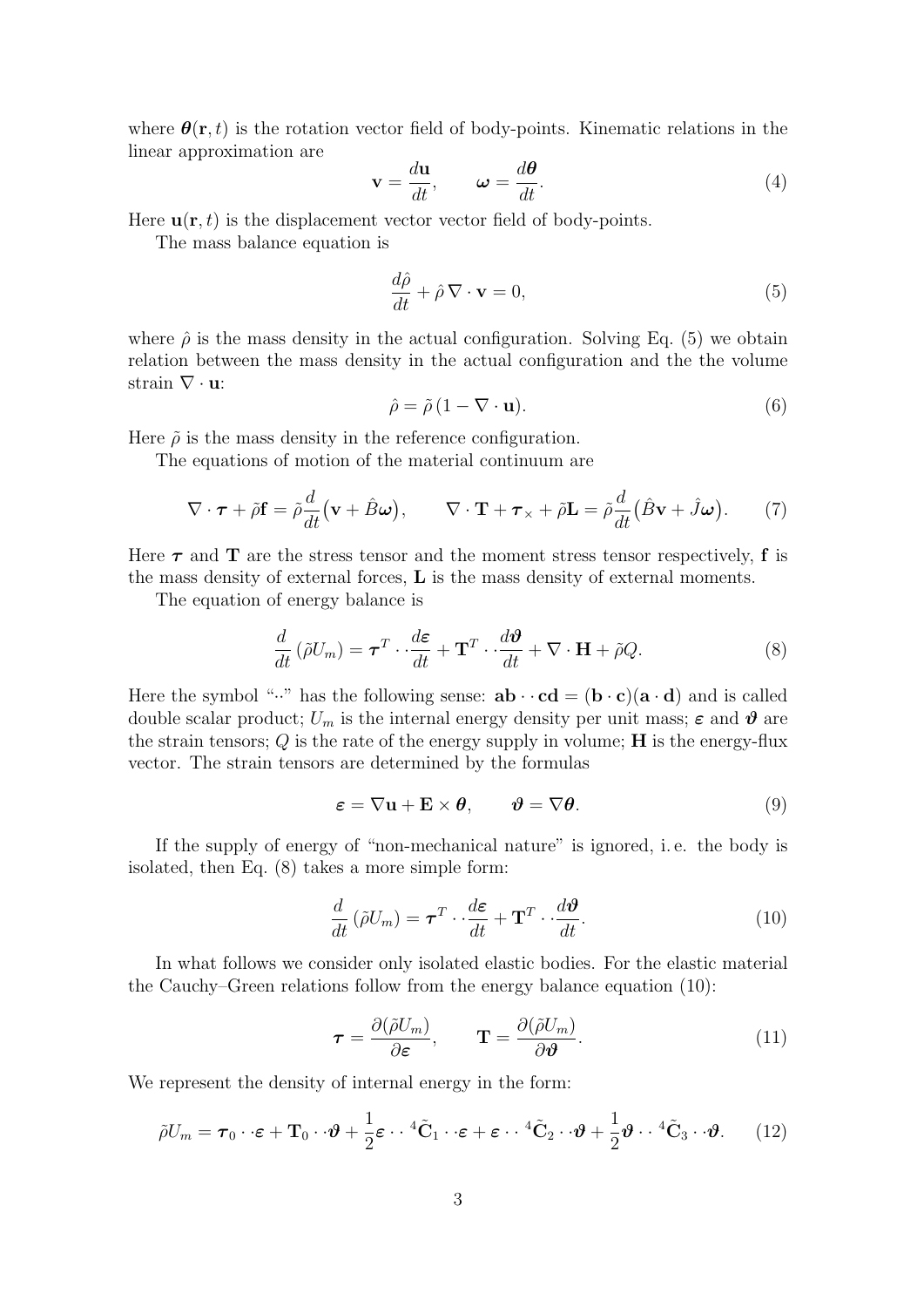where $\boldsymbol{\theta}(\mathbf{r}, t)$ is the rotation vector field of body-points. Kinematic relations in the linear approximation are

$$\mathbf{v} = \frac{d\mathbf{u}}{dt}, \qquad \boldsymbol{\omega} = \frac{d\boldsymbol{\theta}}{dt}. \tag{4}$$

Here $\mathbf{u}(\mathbf{r}, t)$ is the displacement vector vector field of body-points.

The mass balance equation is

$$\frac{d\hat{\rho}}{dt} + \hat{\rho}\, \nabla \cdot \mathbf{v} = 0, \tag{5}$$

where $\hat{\rho}$ is the mass density in the actual configuration. Solving Eq. (5) we obtain relation between the mass density in the actual configuration and the the volume strain $\nabla \cdot \mathbf{u}$:

$$\hat{\rho} = \tilde{\rho}\,(1 - \nabla \cdot \mathbf{u}). \tag{6}$$

Here $\tilde{\rho}$ is the mass density in the reference configuration.

The equations of motion of the material continuum are

$$\nabla \cdot \boldsymbol{\tau} + \tilde{\rho}\mathbf{f} = \tilde{\rho}\frac{d}{dt}\big(\mathbf{v} + \hat{B}\boldsymbol{\omega}\big), \qquad \nabla \cdot \mathbf{T} + \boldsymbol{\tau}_{\times} + \tilde{\rho}\mathbf{L} = \tilde{\rho}\frac{d}{dt}\big(\hat{B}\mathbf{v} + \hat{J}\boldsymbol{\omega}\big). \tag{7}$$

Here $\boldsymbol{\tau}$ and $\mathbf{T}$ are the stress tensor and the moment stress tensor respectively, $\mathbf{f}$ is the mass density of external forces, $\mathbf{L}$ is the mass density of external moments.

The equation of energy balance is

$$\frac{d}{dt}\,(\tilde{\rho} U_m) = \boldsymbol{\tau}^T \cdot\cdot \frac{d\boldsymbol{\varepsilon}}{dt} + \mathbf{T}^T \cdot\cdot \frac{d\boldsymbol{\vartheta}}{dt} + \nabla \cdot \mathbf{H} + \tilde{\rho} Q. \tag{8}$$

Here the symbol "$\cdot\cdot$" has the following sense: $\mathbf{ab} \cdot\cdot\, \mathbf{cd} = (\mathbf{b} \cdot \mathbf{c})(\mathbf{a} \cdot \mathbf{d})$ and is called double scalar product; $U_m$ is the internal energy density per unit mass; $\boldsymbol{\varepsilon}$ and $\boldsymbol{\vartheta}$ are the strain tensors; $Q$ is the rate of the energy supply in volume; $\mathbf{H}$ is the energy-flux vector. The strain tensors are determined by the formulas

$$\boldsymbol{\varepsilon} = \nabla\mathbf{u} + \mathbf{E} \times \boldsymbol{\theta}, \qquad \boldsymbol{\vartheta} = \nabla\boldsymbol{\theta}. \tag{9}$$

If the supply of energy of "non-mechanical nature" is ignored, i. e. the body is isolated, then Eq. (8) takes a more simple form:

$$\frac{d}{dt}\,(\tilde{\rho} U_m) = \boldsymbol{\tau}^T \cdot\cdot \frac{d\boldsymbol{\varepsilon}}{dt} + \mathbf{T}^T \cdot\cdot \frac{d\boldsymbol{\vartheta}}{dt}. \tag{10}$$

In what follows we consider only isolated elastic bodies. For the elastic material the Cauchy–Green relations follow from the energy balance equation (10):

$$\boldsymbol{\tau} = \frac{\partial(\tilde{\rho} U_m)}{\partial \boldsymbol{\varepsilon}}, \qquad \mathbf{T} = \frac{\partial(\tilde{\rho} U_m)}{\partial \boldsymbol{\vartheta}}. \tag{11}$$

We represent the density of internal energy in the form:

$$\tilde{\rho} U_m = \boldsymbol{\tau}_0 \cdot\cdot\, \boldsymbol{\varepsilon} + \mathbf{T}_0 \cdot\cdot\, \boldsymbol{\vartheta} + \frac{1}{2}\boldsymbol{\varepsilon} \cdot\cdot\, {}^4\tilde{\mathbf{C}}_1 \cdot\cdot\, \boldsymbol{\varepsilon} + \boldsymbol{\varepsilon} \cdot\cdot\, {}^4\tilde{\mathbf{C}}_2 \cdot\cdot\, \boldsymbol{\vartheta} + \frac{1}{2}\boldsymbol{\vartheta} \cdot\cdot\, {}^4\tilde{\mathbf{C}}_3 \cdot\cdot\, \boldsymbol{\vartheta}. \tag{12}$$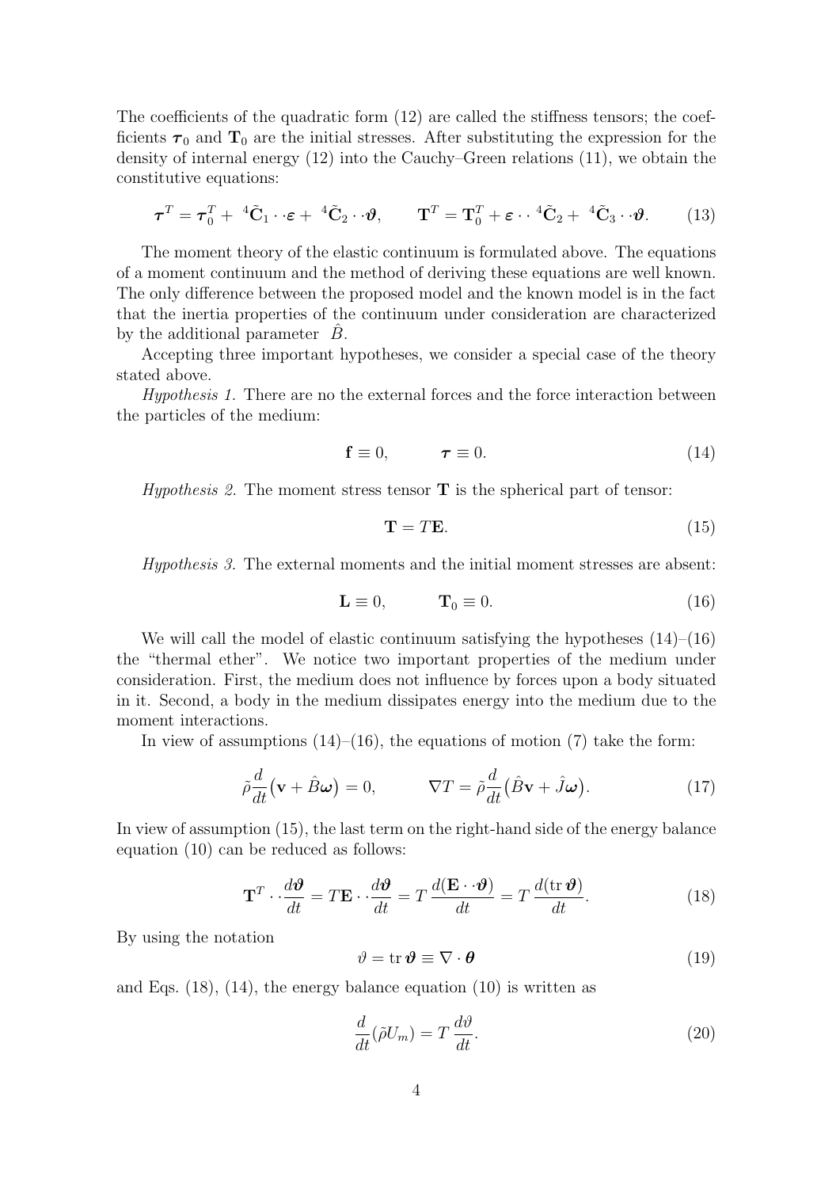The coefficients of the quadratic form (12) are called the stiffness tensors; the coefficients $\boldsymbol{\tau}_0$ and $\mathbf{T}_0$ are the initial stresses. After substituting the expression for the density of internal energy (12) into the Cauchy–Green relations (11), we obtain the constitutive equations:

$$\boldsymbol{\tau}^T = \boldsymbol{\tau}_0^T + {}^4\tilde{\mathbf{C}}_1 \cdot\cdot\, \boldsymbol{\varepsilon} + {}^4\tilde{\mathbf{C}}_2 \cdot\cdot\, \boldsymbol{\vartheta}, \qquad \mathbf{T}^T = \mathbf{T}_0^T + \boldsymbol{\varepsilon} \cdot\cdot\, {}^4\tilde{\mathbf{C}}_2 + {}^4\tilde{\mathbf{C}}_3 \cdot\cdot\, \boldsymbol{\vartheta}. \tag{13}$$

The moment theory of the elastic continuum is formulated above. The equations of a moment continuum and the method of deriving these equations are well known. The only difference between the proposed model and the known model is in the fact that the inertia properties of the continuum under consideration are characterized by the additional parameter $\hat{B}$.

Accepting three important hypotheses, we consider a special case of the theory stated above.

*Hypothesis 1.* There are no the external forces and the force interaction between the particles of the medium:

$$\mathbf{f} \equiv 0, \qquad \boldsymbol{\tau} \equiv 0. \tag{14}$$

*Hypothesis 2.* The moment stress tensor $\mathbf{T}$ is the spherical part of tensor:

$$\mathbf{T} = T\mathbf{E}. \tag{15}$$

*Hypothesis 3.* The external moments and the initial moment stresses are absent:

$$\mathbf{L} \equiv 0, \qquad \mathbf{T}_0 \equiv 0. \tag{16}$$

We will call the model of elastic continuum satisfying the hypotheses (14)–(16) the "thermal ether". We notice two important properties of the medium under consideration. First, the medium does not influence by forces upon a body situated in it. Second, a body in the medium dissipates energy into the medium due to the moment interactions.

In view of assumptions (14)–(16), the equations of motion (7) take the form:

$$\tilde{\rho}\frac{d}{dt}\big(\mathbf{v} + \hat{B}\boldsymbol{\omega}\big) = 0, \qquad \nabla T = \tilde{\rho}\frac{d}{dt}\big(\hat{B}\mathbf{v} + \hat{J}\boldsymbol{\omega}\big). \tag{17}$$

In view of assumption (15), the last term on the right-hand side of the energy balance equation (10) can be reduced as follows:

$$\mathbf{T}^T \cdot\cdot \frac{d\boldsymbol{\vartheta}}{dt} = T\mathbf{E} \cdot\cdot \frac{d\boldsymbol{\vartheta}}{dt} = T\,\frac{d(\mathbf{E} \cdot\cdot \boldsymbol{\vartheta})}{dt} = T\,\frac{d(\operatorname{tr}\boldsymbol{\vartheta})}{dt}. \tag{18}$$

By using the notation

$$\vartheta = \operatorname{tr}\boldsymbol{\vartheta} \equiv \nabla \cdot \boldsymbol{\theta} \tag{19}$$

and Eqs. (18), (14), the energy balance equation (10) is written as

$$\frac{d}{dt}(\tilde{\rho}U_m) = T\,\frac{d\vartheta}{dt}. \tag{20}$$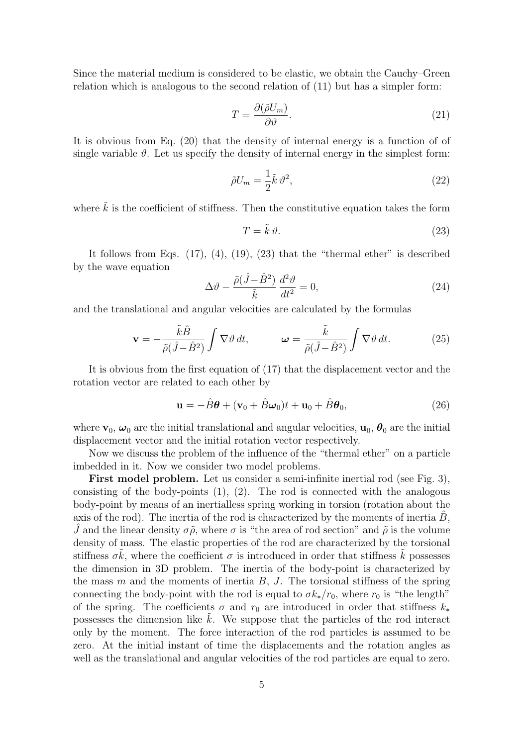Since the material medium is considered to be elastic, we obtain the Cauchy–Green relation which is analogous to the second relation of (11) but has a simpler form:

$$T = \frac{\partial(\tilde{\rho} U_m)}{\partial \vartheta}. \tag{21}$$

It is obvious from Eq. (20) that the density of internal energy is a function of of single variable $\vartheta$. Let us specify the density of internal energy in the simplest form:

$$\tilde{\rho} U_m = \frac{1}{2}\tilde{k}\,\vartheta^2, \tag{22}$$

where $\tilde{k}$ is the coefficient of stiffness. Then the constitutive equation takes the form

$$T = \tilde{k}\,\vartheta. \tag{23}$$

It follows from Eqs. (17), (4), (19), (23) that the "thermal ether" is described by the wave equation

$$\Delta\vartheta - \frac{\tilde{\rho}(\hat{J} - \hat{B}^2)}{\tilde{k}}\,\frac{d^2\vartheta}{dt^2} = 0, \tag{24}$$

and the translational and angular velocities are calculated by the formulas

$$\mathbf{v} = -\frac{\tilde{k}\hat{B}}{\tilde{\rho}(\hat{J} - \hat{B}^2)}\int \nabla\vartheta\, dt, \qquad \boldsymbol{\omega} = \frac{\tilde{k}}{\tilde{\rho}(\hat{J} - \hat{B}^2)}\int \nabla\vartheta\, dt. \tag{25}$$

It is obvious from the first equation of (17) that the displacement vector and the rotation vector are related to each other by

$$\mathbf{u} = -\hat{B}\boldsymbol{\theta} + (\mathbf{v}_0 + \hat{B}\boldsymbol{\omega}_0)t + \mathbf{u}_0 + \hat{B}\boldsymbol{\theta}_0, \tag{26}$$

where $\mathbf{v}_0$, $\boldsymbol{\omega}_0$ are the initial translational and angular velocities, $\mathbf{u}_0$, $\boldsymbol{\theta}_0$ are the initial displacement vector and the initial rotation vector respectively.

Now we discuss the problem of the influence of the "thermal ether" on a particle imbedded in it. Now we consider two model problems.

**First model problem.** Let us consider a semi-infinite inertial rod (see Fig. 3), consisting of the body-points (1), (2). The rod is connected with the analogous body-point by means of an inertialless spring working in torsion (rotation about the axis of the rod). The inertia of the rod is characterized by the moments of inertia $\hat{B}$, $\hat{J}$ and the linear density $\sigma\tilde{\rho}$, where $\sigma$ is "the area of rod section" and $\tilde{\rho}$ is the volume density of mass. The elastic properties of the rod are characterized by the torsional stiffness $\sigma\tilde{k}$, where the coefficient $\sigma$ is introduced in order that stiffness $\tilde{k}$ possesses the dimension in 3D problem. The inertia of the body-point is characterized by the mass $m$ and the moments of inertia $B$, $J$. The torsional stiffness of the spring connecting the body-point with the rod is equal to $\sigma k_*/r_0$, where $r_0$ is "the length" of the spring. The coefficients $\sigma$ and $r_0$ are introduced in order that stiffness $k_*$ possesses the dimension like $\tilde{k}$. We suppose that the particles of the rod interact only by the moment. The force interaction of the rod particles is assumed to be zero. At the initial instant of time the displacements and the rotation angles as well as the translational and angular velocities of the rod particles are equal to zero.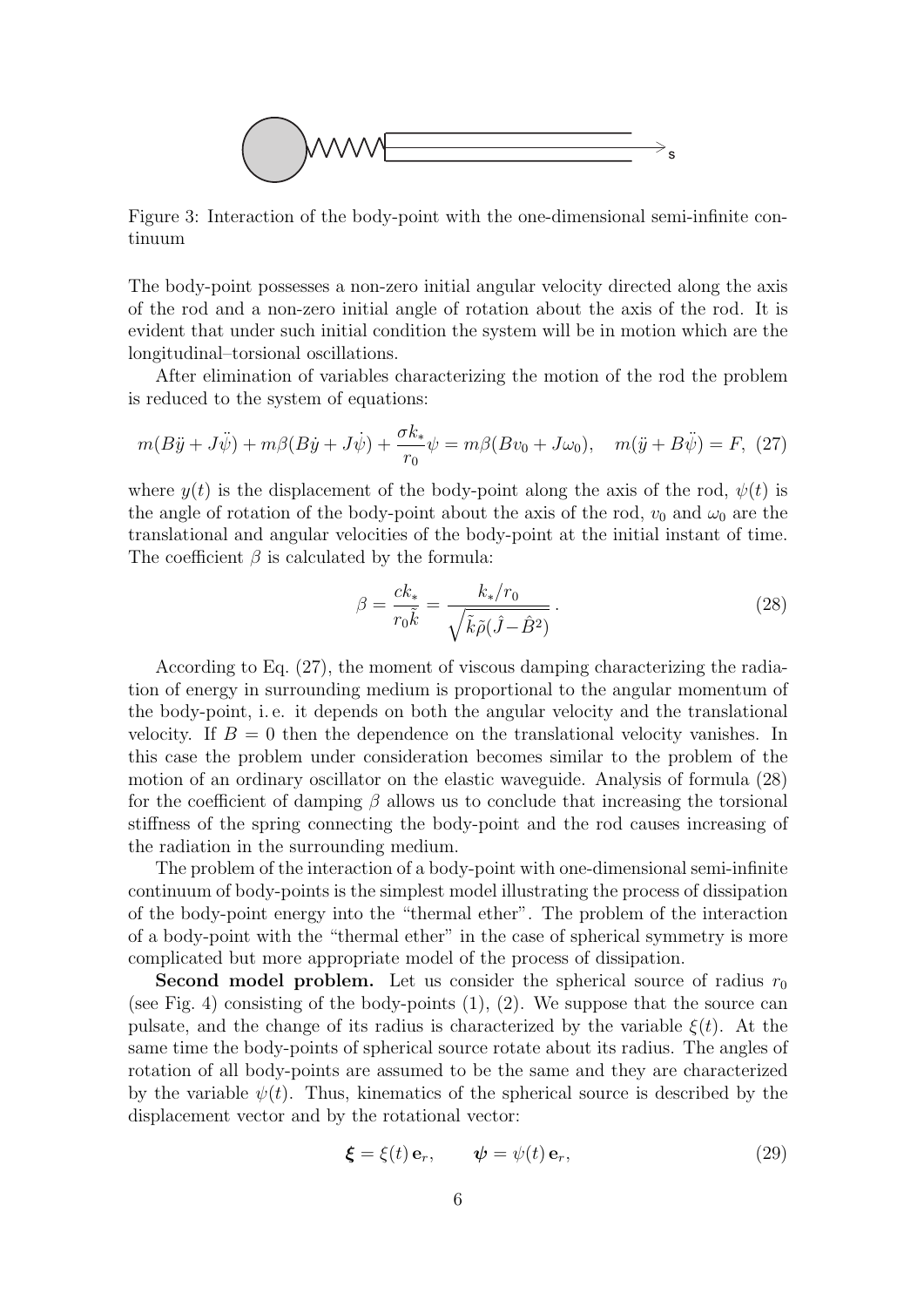Figure 3: Interaction of the body-point with the one-dimensional semi-infinite continuum

The body-point possesses a non-zero initial angular velocity directed along the axis of the rod and a non-zero initial angle of rotation about the axis of the rod. It is evident that under such initial condition the system will be in motion which are the longitudinal–torsional oscillations.

After elimination of variables characterizing the motion of the rod the problem is reduced to the system of equations:

$$m(B\ddot{y} + J\ddot{\psi}) + m\beta(B\dot{y} + J\dot{\psi}) + \frac{\sigma k_*}{r_0}\psi = m\beta(Bv_0 + J\omega_0), \quad m(\ddot{y} + B\ddot{\psi}) = F, \tag{27}$$

where $y(t)$ is the displacement of the body-point along the axis of the rod, $\psi(t)$ is the angle of rotation of the body-point about the axis of the rod, $v_0$ and $\omega_0$ are the translational and angular velocities of the body-point at the initial instant of time. The coefficient $\beta$ is calculated by the formula:

$$\beta = \frac{ck_*}{r_0\tilde{k}} = \frac{k_*/r_0}{\sqrt{\tilde{k}\tilde{\rho}(\hat{J} - \hat{B}^2)}}\,. \tag{28}$$

According to Eq. (27), the moment of viscous damping characterizing the radiation of energy in surrounding medium is proportional to the angular momentum of the body-point, i. e. it depends on both the angular velocity and the translational velocity. If $B = 0$ then the dependence on the translational velocity vanishes. In this case the problem under consideration becomes similar to the problem of the motion of an ordinary oscillator on the elastic waveguide. Analysis of formula (28) for the coefficient of damping $\beta$ allows us to conclude that increasing the torsional stiffness of the spring connecting the body-point and the rod causes increasing of the radiation in the surrounding medium.

The problem of the interaction of a body-point with one-dimensional semi-infinite continuum of body-points is the simplest model illustrating the process of dissipation of the body-point energy into the "thermal ether". The problem of the interaction of a body-point with the "thermal ether" in the case of spherical symmetry is more complicated but more appropriate model of the process of dissipation.

**Second model problem.** Let us consider the spherical source of radius $r_0$ (see Fig. 4) consisting of the body-points (1), (2). We suppose that the source can pulsate, and the change of its radius is characterized by the variable $\xi(t)$. At the same time the body-points of spherical source rotate about its radius. The angles of rotation of all body-points are assumed to be the same and they are characterized by the variable $\psi(t)$. Thus, kinematics of the spherical source is described by the displacement vector and by the rotational vector:

$$\boldsymbol{\xi} = \xi(t)\,\mathbf{e}_r, \qquad \boldsymbol{\psi} = \psi(t)\,\mathbf{e}_r, \tag{29}$$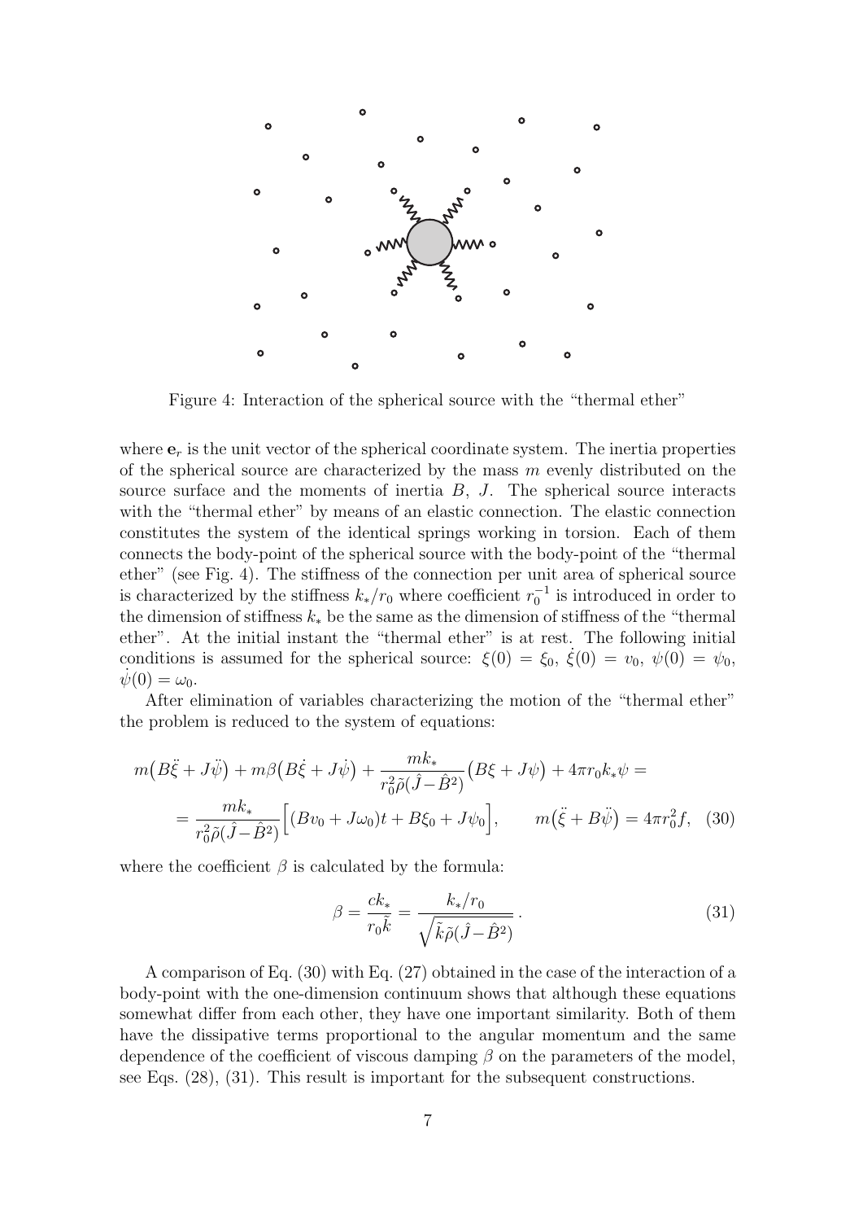Figure 4: Interaction of the spherical source with the "thermal ether"

where $\mathbf{e}_r$ is the unit vector of the spherical coordinate system. The inertia properties of the spherical source are characterized by the mass $m$ evenly distributed on the source surface and the moments of inertia $B$, $J$. The spherical source interacts with the "thermal ether" by means of an elastic connection. The elastic connection constitutes the system of the identical springs working in torsion. Each of them connects the body-point of the spherical source with the body-point of the "thermal ether" (see Fig. 4). The stiffness of the connection per unit area of spherical source is characterized by the stiffness $k_*/r_0$ where coefficient $r_0^{-1}$ is introduced in order to the dimension of stiffness $k_*$ be the same as the dimension of stiffness of the "thermal ether". At the initial instant the "thermal ether" is at rest. The following initial conditions is assumed for the spherical source: $\xi(0) = \xi_0$, $\dot{\xi}(0) = v_0$, $\psi(0) = \psi_0$, $\dot{\psi}(0) = \omega_0$.

After elimination of variables characterizing the motion of the "thermal ether" the problem is reduced to the system of equations:

$$
m\big(B\ddot{\xi} + J\ddot{\psi}\big) + m\beta\big(B\dot{\xi} + J\dot{\psi}\big) + \frac{mk_*}{r_0^2\tilde{\rho}(\hat{J}-\hat{B}^2)}\big(B\xi + J\psi\big) + 4\pi r_0 k_* \psi =
$$
$$
= \frac{mk_*}{r_0^2\tilde{\rho}(\hat{J}-\hat{B}^2)}\Big[(Bv_0 + J\omega_0)t + B\xi_0 + J\psi_0\Big], \qquad m\big(\ddot{\xi} + B\ddot{\psi}\big) = 4\pi r_0^2 f, \quad (30)
$$

where the coefficient $\beta$ is calculated by the formula:

$$
\beta = \frac{ck_*}{r_0\tilde{k}} = \frac{k_*/r_0}{\sqrt{\tilde{k}\tilde{\rho}(\hat{J}-\hat{B}^2)}}\,. \qquad (31)
$$

A comparison of Eq. (30) with Eq. (27) obtained in the case of the interaction of a body-point with the one-dimension continuum shows that although these equations somewhat differ from each other, they have one important similarity. Both of them have the dissipative terms proportional to the angular momentum and the same dependence of the coefficient of viscous damping $\beta$ on the parameters of the model, see Eqs. (28), (31). This result is important for the subsequent constructions.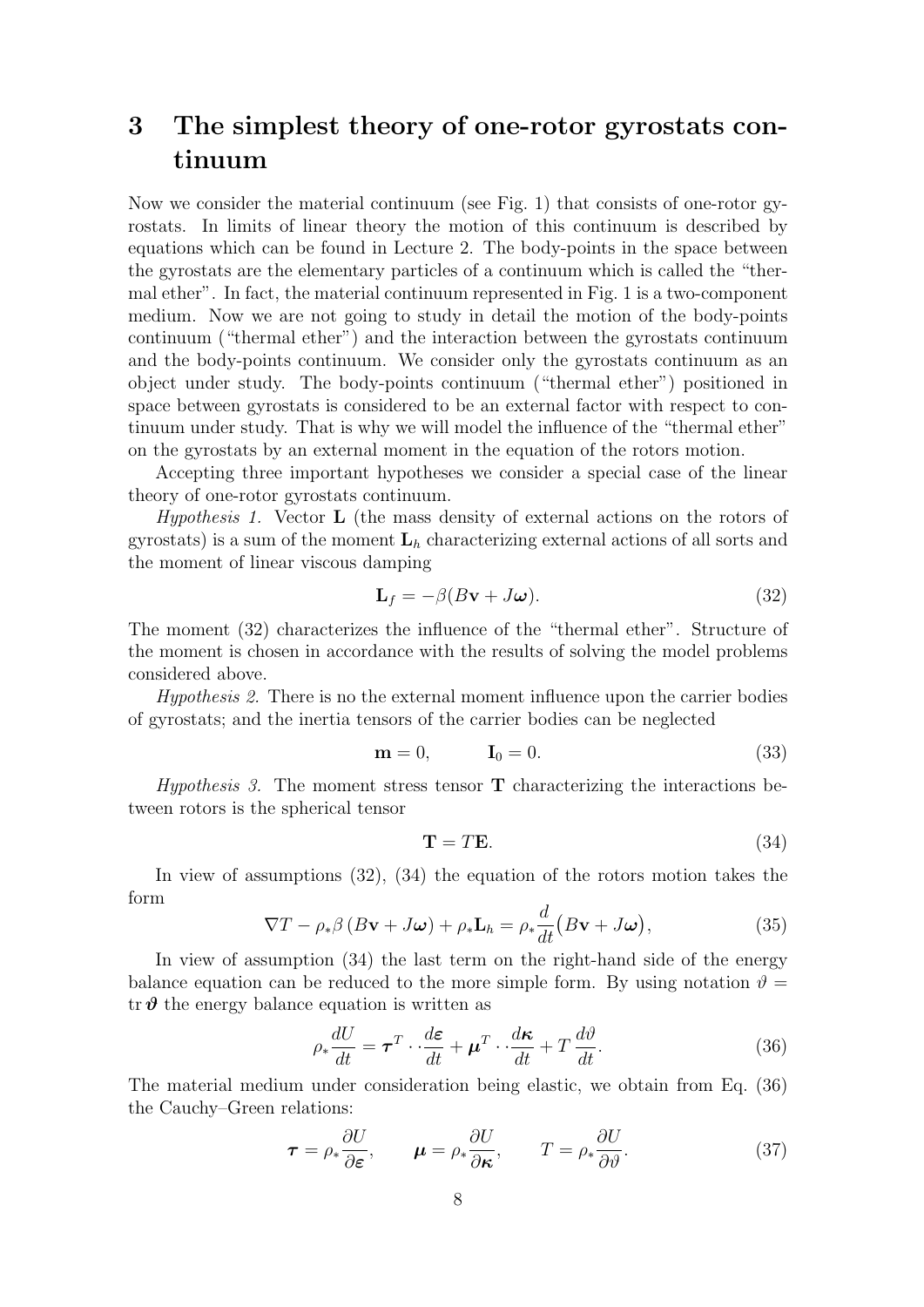# 3 The simplest theory of one-rotor gyrostats continuum

Now we consider the material continuum (see Fig. 1) that consists of one-rotor gyrostats. In limits of linear theory the motion of this continuum is described by equations which can be found in Lecture 2. The body-points in the space between the gyrostats are the elementary particles of a continuum which is called the "thermal ether". In fact, the material continuum represented in Fig. 1 is a two-component medium. Now we are not going to study in detail the motion of the body-points continuum ("thermal ether") and the interaction between the gyrostats continuum and the body-points continuum. We consider only the gyrostats continuum as an object under study. The body-points continuum ("thermal ether") positioned in space between gyrostats is considered to be an external factor with respect to continuum under study. That is why we will model the influence of the "thermal ether" on the gyrostats by an external moment in the equation of the rotors motion.

Accepting three important hypotheses we consider a special case of the linear theory of one-rotor gyrostats continuum.

*Hypothesis 1.* Vector $\mathbf{L}$ (the mass density of external actions on the rotors of gyrostats) is a sum of the moment $\mathbf{L}_h$ characterizing external actions of all sorts and the moment of linear viscous damping

$$\mathbf{L}_f = -\beta(B\mathbf{v} + J\boldsymbol{\omega}). \tag{32}$$

The moment (32) characterizes the influence of the "thermal ether". Structure of the moment is chosen in accordance with the results of solving the model problems considered above.

*Hypothesis 2.* There is no the external moment influence upon the carrier bodies of gyrostats; and the inertia tensors of the carrier bodies can be neglected

$$\mathbf{m} = 0, \qquad \mathbf{I}_0 = 0. \tag{33}$$

*Hypothesis 3.* The moment stress tensor $\mathbf{T}$ characterizing the interactions between rotors is the spherical tensor

$$\mathbf{T} = T\mathbf{E}. \tag{34}$$

In view of assumptions (32), (34) the equation of the rotors motion takes the form

$$\nabla T - \rho_* \beta \left(B\mathbf{v} + J\boldsymbol{\omega}\right) + \rho_* \mathbf{L}_h = \rho_* \frac{d}{dt}\big(B\mathbf{v} + J\boldsymbol{\omega}\big), \tag{35}$$

In view of assumption (34) the last term on the right-hand side of the energy balance equation can be reduced to the more simple form. By using notation $\vartheta = \operatorname{tr} \boldsymbol{\vartheta}$ the energy balance equation is written as

$$\rho_* \frac{dU}{dt} = \boldsymbol{\tau}^T \cdot \cdot \frac{d\boldsymbol{\varepsilon}}{dt} + \boldsymbol{\mu}^T \cdot \cdot \frac{d\boldsymbol{\kappa}}{dt} + T\frac{d\vartheta}{dt}. \tag{36}$$

The material medium under consideration being elastic, we obtain from Eq. (36) the Cauchy–Green relations:

$$\boldsymbol{\tau} = \rho_* \frac{\partial U}{\partial \boldsymbol{\varepsilon}}, \qquad \boldsymbol{\mu} = \rho_* \frac{\partial U}{\partial \boldsymbol{\kappa}}, \qquad T = \rho_* \frac{\partial U}{\partial \vartheta}. \tag{37}$$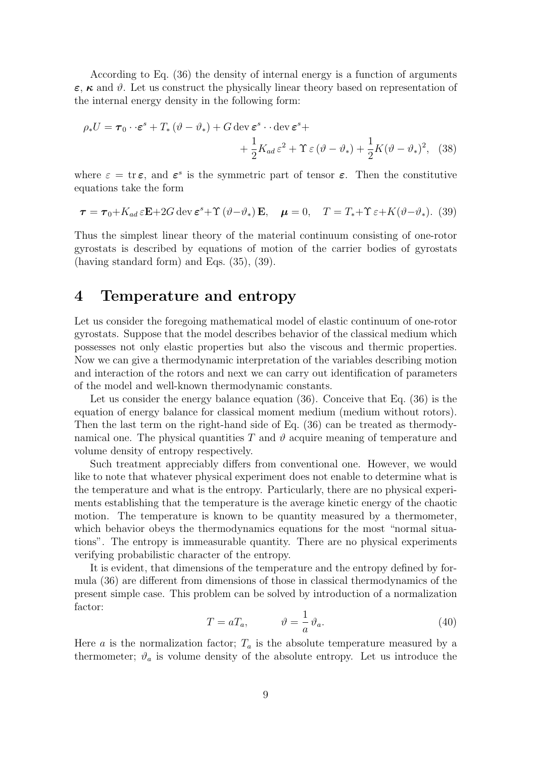According to Eq. (36) the density of internal energy is a function of arguments $\boldsymbol{\varepsilon}$, $\boldsymbol{\kappa}$ and $\vartheta$. Let us construct the physically linear theory based on representation of the internal energy density in the following form:

$$
\rho_* U = \boldsymbol{\tau}_0 \cdot\cdot \boldsymbol{\varepsilon}^s + T_* \,(\vartheta - \vartheta_*) + G \,\mathrm{dev}\, \boldsymbol{\varepsilon}^s \cdot\cdot \mathrm{dev}\, \boldsymbol{\varepsilon}^s + \\
+ \frac{1}{2} K_{ad}\, \varepsilon^2 + \Upsilon\, \varepsilon\, (\vartheta - \vartheta_*) + \frac{1}{2} K (\vartheta - \vartheta_*)^2, \quad (38)
$$

where $\varepsilon = \mathrm{tr}\, \boldsymbol{\varepsilon}$, and $\boldsymbol{\varepsilon}^s$ is the symmetric part of tensor $\boldsymbol{\varepsilon}$. Then the constitutive equations take the form

$$
\boldsymbol{\tau} = \boldsymbol{\tau}_0 + K_{ad}\, \varepsilon \mathbf{E} + 2G \,\mathrm{dev}\, \boldsymbol{\varepsilon}^s + \Upsilon\, (\vartheta - \vartheta_*)\, \mathbf{E}, \quad \boldsymbol{\mu} = 0, \quad T = T_* + \Upsilon\, \varepsilon + K(\vartheta - \vartheta_*). \quad (39)
$$

Thus the simplest linear theory of the material continuum consisting of one-rotor gyrostats is described by equations of motion of the carrier bodies of gyrostats (having standard form) and Eqs. (35), (39).

# 4 Temperature and entropy

Let us consider the foregoing mathematical model of elastic continuum of one-rotor gyrostats. Suppose that the model describes behavior of the classical medium which possesses not only elastic properties but also the viscous and thermic properties. Now we can give a thermodynamic interpretation of the variables describing motion and interaction of the rotors and next we can carry out identification of parameters of the model and well-known thermodynamic constants.

Let us consider the energy balance equation (36). Conceive that Eq. (36) is the equation of energy balance for classical moment medium (medium without rotors). Then the last term on the right-hand side of Eq. (36) can be treated as thermodynamical one. The physical quantities $T$ and $\vartheta$ acquire meaning of temperature and volume density of entropy respectively.

Such treatment appreciably differs from conventional one. However, we would like to note that whatever physical experiment does not enable to determine what is the temperature and what is the entropy. Particularly, there are no physical experiments establishing that the temperature is the average kinetic energy of the chaotic motion. The temperature is known to be quantity measured by a thermometer, which behavior obeys the thermodynamics equations for the most "normal situations". The entropy is immeasurable quantity. There are no physical experiments verifying probabilistic character of the entropy.

It is evident, that dimensions of the temperature and the entropy defined by formula (36) are different from dimensions of those in classical thermodynamics of the present simple case. This problem can be solved by introduction of a normalization factor:

$$
T = a T_a, \qquad \vartheta = \frac{1}{a}\, \vartheta_a. \quad (40)
$$

Here $a$ is the normalization factor; $T_a$ is the absolute temperature measured by a thermometer; $\vartheta_a$ is volume density of the absolute entropy. Let us introduce the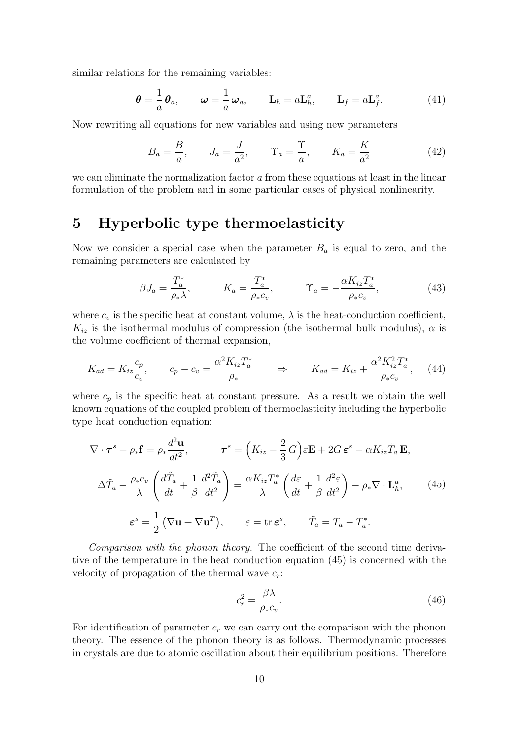similar relations for the remaining variables:

$$\boldsymbol{\theta} = \frac{1}{a}\,\boldsymbol{\theta}_a, \qquad \boldsymbol{\omega} = \frac{1}{a}\,\boldsymbol{\omega}_a, \qquad \mathbf{L}_h = a\mathbf{L}_h^a, \qquad \mathbf{L}_f = a\mathbf{L}_f^a. \tag{41}$$

Now rewriting all equations for new variables and using new parameters

$$B_a = \frac{B}{a}, \qquad J_a = \frac{J}{a^2}, \qquad \Upsilon_a = \frac{\Upsilon}{a}, \qquad K_a = \frac{K}{a^2} \tag{42}$$

we can eliminate the normalization factor $a$ from these equations at least in the linear formulation of the problem and in some particular cases of physical nonlinearity.

# 5 Hyperbolic type thermoelasticity

Now we consider a special case when the parameter $B_a$ is equal to zero, and the remaining parameters are calculated by

$$\beta J_a = \frac{T_a^*}{\rho_* \lambda}, \qquad K_a = \frac{T_a^*}{\rho_* c_v}, \qquad \Upsilon_a = -\frac{\alpha K_{iz} T_a^*}{\rho_* c_v}, \tag{43}$$

where $c_v$ is the specific heat at constant volume, $\lambda$ is the heat-conduction coefficient, $K_{iz}$ is the isothermal modulus of compression (the isothermal bulk modulus), $\alpha$ is the volume coefficient of thermal expansion,

$$K_{ad} = K_{iz}\frac{c_p}{c_v}, \qquad c_p - c_v = \frac{\alpha^2 K_{iz} T_a^*}{\rho_*} \qquad \Rightarrow \qquad K_{ad} = K_{iz} + \frac{\alpha^2 K_{iz}^2 T_a^*}{\rho_* c_v}, \tag{44}$$

where $c_p$ is the specific heat at constant pressure. As a result we obtain the well known equations of the coupled problem of thermoelasticity including the hyperbolic type heat conduction equation:

$$\begin{gathered}
\nabla \cdot \boldsymbol{\tau}^s + \rho_* \mathbf{f} = \rho_* \frac{d^2\mathbf{u}}{dt^2}, \qquad \boldsymbol{\tau}^s = \Big(K_{iz} - \frac{2}{3}\,G\Big)\varepsilon \mathbf{E} + 2G\,\boldsymbol{\varepsilon}^s - \alpha K_{iz} \tilde{T}_a\,\mathbf{E}, \\
\Delta \tilde{T}_a - \frac{\rho_* c_v}{\lambda}\left(\frac{d\tilde{T}_a}{dt} + \frac{1}{\beta}\,\frac{d^2\tilde{T}_a}{dt^2}\right) = \frac{\alpha K_{iz} T_a^*}{\lambda}\left(\frac{d\varepsilon}{dt} + \frac{1}{\beta}\,\frac{d^2\varepsilon}{dt^2}\right) - \rho_* \nabla \cdot \mathbf{L}_h^a, \\
\boldsymbol{\varepsilon}^s = \frac{1}{2}\left(\nabla\mathbf{u} + \nabla\mathbf{u}^T\right), \qquad \varepsilon = \operatorname{tr}\boldsymbol{\varepsilon}^s, \qquad \tilde{T}_a = T_a - T_a^*.
\end{gathered} \tag{45}$$

*Comparison with the phonon theory.* The coefficient of the second time derivative of the temperature in the heat conduction equation (45) is concerned with the velocity of propagation of the thermal wave $c_r$:

$$c_r^2 = \frac{\beta\lambda}{\rho_* c_v}. \tag{46}$$

For identification of parameter $c_r$ we can carry out the comparison with the phonon theory. The essence of the phonon theory is as follows. Thermodynamic processes in crystals are due to atomic oscillation about their equilibrium positions. Therefore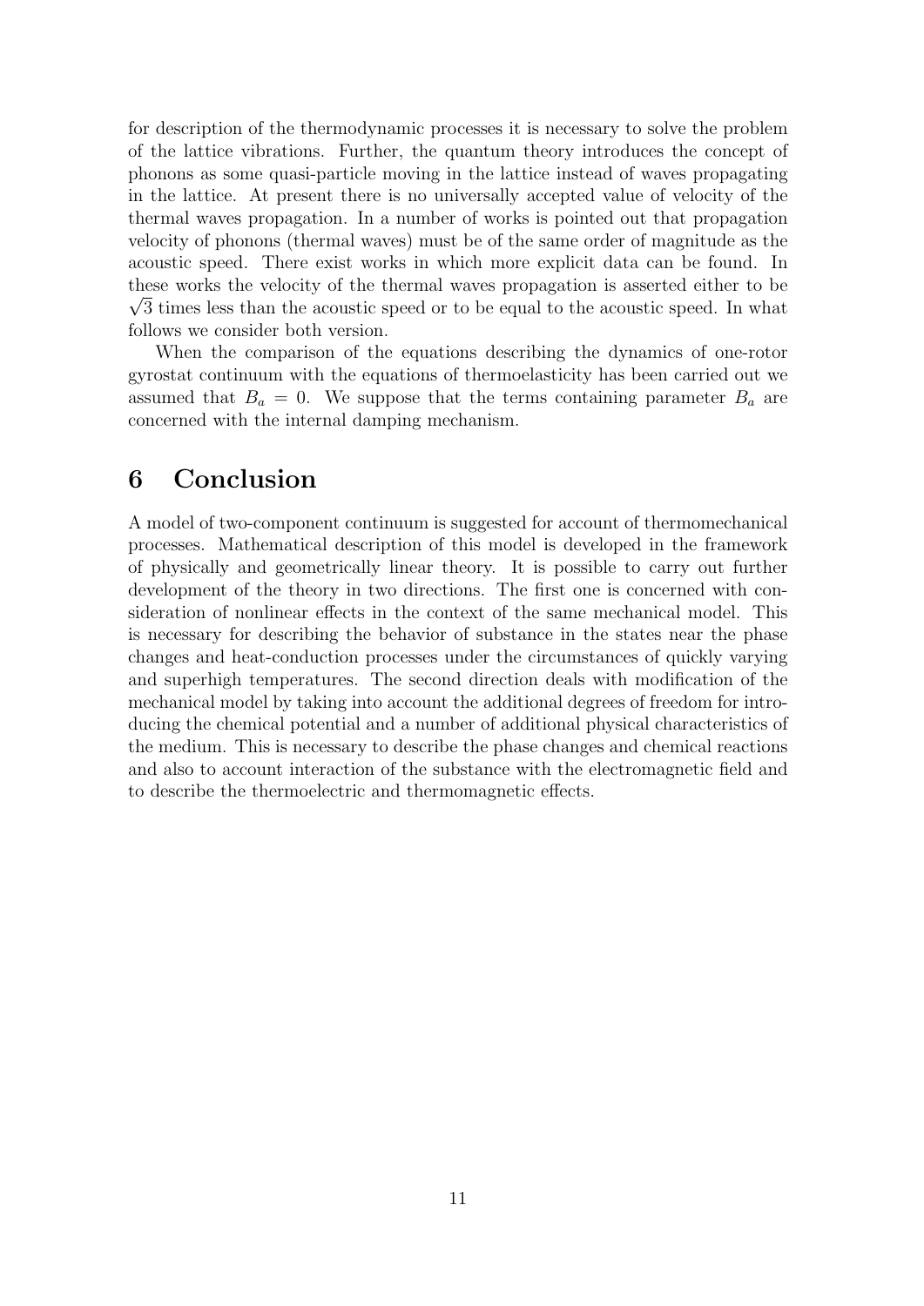for description of the thermodynamic processes it is necessary to solve the problem of the lattice vibrations. Further, the quantum theory introduces the concept of phonons as some quasi-particle moving in the lattice instead of waves propagating in the lattice. At present there is no universally accepted value of velocity of the thermal waves propagation. In a number of works is pointed out that propagation velocity of phonons (thermal waves) must be of the same order of magnitude as the acoustic speed. There exist works in which more explicit data can be found. In these works the velocity of the thermal waves propagation is asserted either to be $\sqrt{3}$ times less than the acoustic speed or to be equal to the acoustic speed. In what follows we consider both version.

When the comparison of the equations describing the dynamics of one-rotor gyrostat continuum with the equations of thermoelasticity has been carried out we assumed that $B_a = 0$. We suppose that the terms containing parameter $B_a$ are concerned with the internal damping mechanism.

## 6 Conclusion

A model of two-component continuum is suggested for account of thermomechanical processes. Mathematical description of this model is developed in the framework of physically and geometrically linear theory. It is possible to carry out further development of the theory in two directions. The first one is concerned with consideration of nonlinear effects in the context of the same mechanical model. This is necessary for describing the behavior of substance in the states near the phase changes and heat-conduction processes under the circumstances of quickly varying and superhigh temperatures. The second direction deals with modification of the mechanical model by taking into account the additional degrees of freedom for introducing the chemical potential and a number of additional physical characteristics of the medium. This is necessary to describe the phase changes and chemical reactions and also to account interaction of the substance with the electromagnetic field and to describe the thermoelectric and thermomagnetic effects.